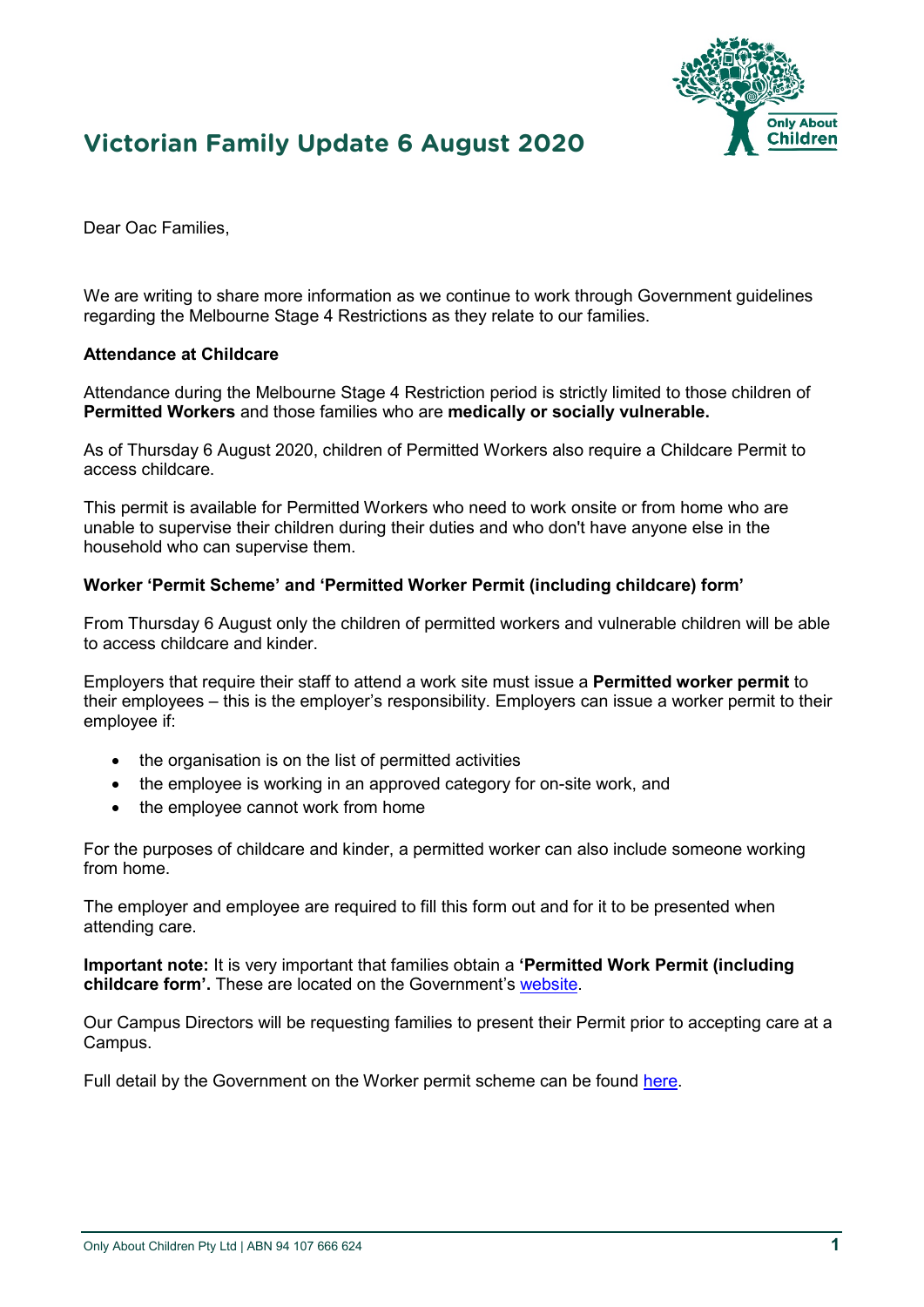# Victorian Family Update 6 August 2020

Dear Oac Families,

We are writing to share more information as we continue to work through Government guidelines regarding the Melbourne Stage 4 Restrictions as they relate to our families.

**Attendance at Childcare**

Attendance during the Melbourne Stage 4 Restriction period is strictly limited to those children of **Permitted Workers** and those families who are **medically or socially vulnerable.**

As of Thursday 6 August 2020, children of Permitted Workers also require a Childcare Permit to access childcare.

This permit is available for Permitted Workers who need to work onsite or from home who are unable to supervise their children during their duties and who don't have anyone else in the household who can supervise them.

**Worker 'Permit Scheme' and 'Permitted Worker Permit (including childcare) form'**

From Thursday 6 August only the children of permitted workers and vulnerable children will be able to access childcare and kinder.

Employers that require their staff to attend a work site must issue a **Permitted worker permit** to their employees – this is the employer's responsibility. Employers can issue a worker permit to their employee if:

- the organisation is on the list of permitted activities
- the employee is working in an approved category for on-site work, and
- the employee cannot work from home

For the purposes of childcare and kinder, a permitted worker can also include someone working from home.

The employer and employee are required to fill this form out and for it to be presented when attending care.

**Important note:** It is very important that families obtain a **'Permitted Work Permit (including childcare form'.** These are located on the Government's website.

Our Campus Directors will be requesting families to present their Permit prior to accepting care at a Campus.

Full detail by the Government on the Worker permit scheme can be found here.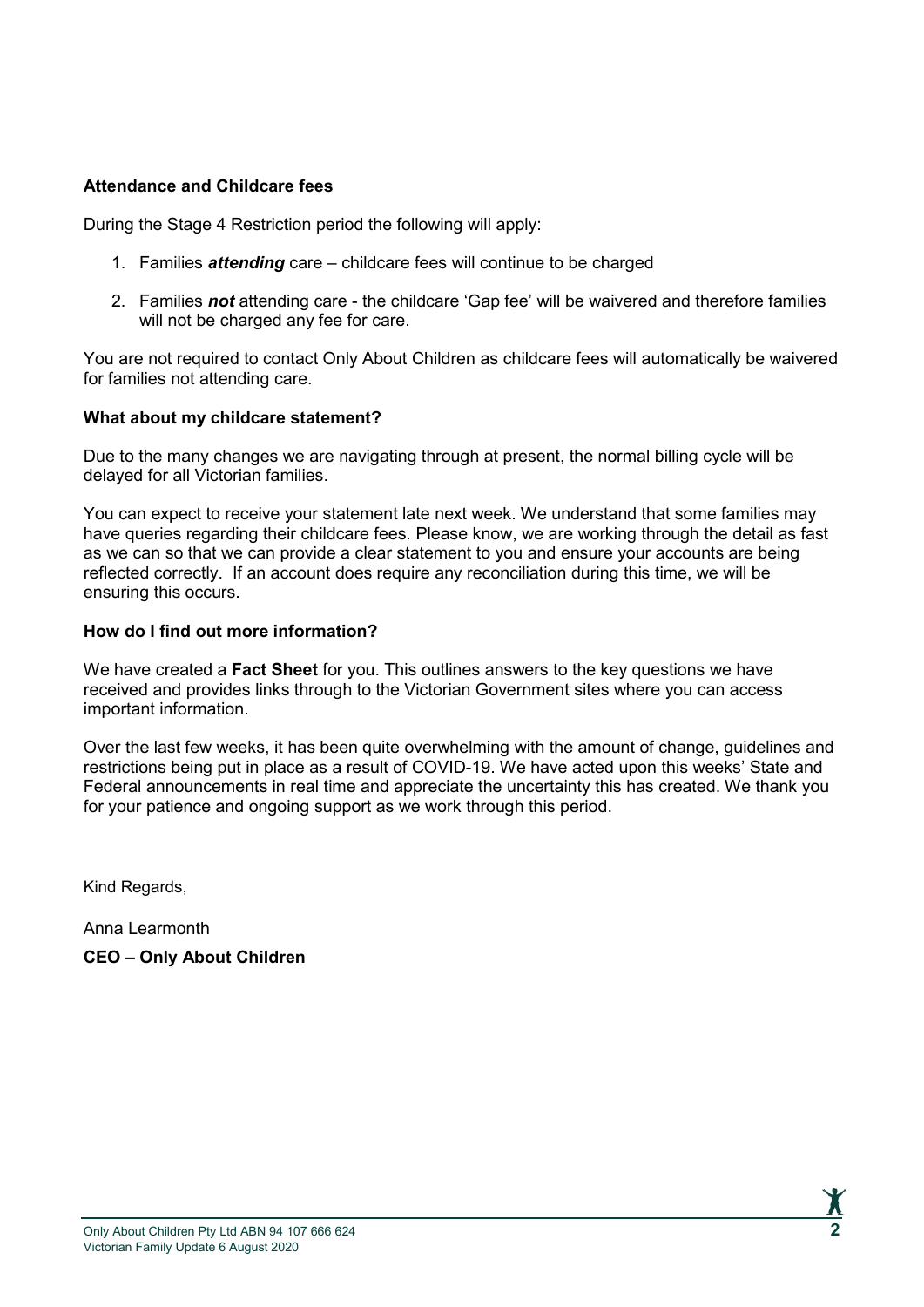**Attendance and Childcare fees**

During the Stage 4 Restriction period the following will apply:

1. Families ***attending*** care – childcare fees will continue to be charged

2. Families ***not*** attending care - the childcare 'Gap fee' will be waivered and therefore families will not be charged any fee for care.

You are not required to contact Only About Children as childcare fees will automatically be waivered for families not attending care.

**What about my childcare statement?**

Due to the many changes we are navigating through at present, the normal billing cycle will be delayed for all Victorian families.

You can expect to receive your statement late next week. We understand that some families may have queries regarding their childcare fees. Please know, we are working through the detail as fast as we can so that we can provide a clear statement to you and ensure your accounts are being reflected correctly. If an account does require any reconciliation during this time, we will be ensuring this occurs.

**How do I find out more information?**

We have created a **Fact Sheet** for you. This outlines answers to the key questions we have received and provides links through to the Victorian Government sites where you can access important information.

Over the last few weeks, it has been quite overwhelming with the amount of change, guidelines and restrictions being put in place as a result of COVID-19. We have acted upon this weeks' State and Federal announcements in real time and appreciate the uncertainty this has created. We thank you for your patience and ongoing support as we work through this period.

Kind Regards,

Anna Learmonth

**CEO – Only About Children**